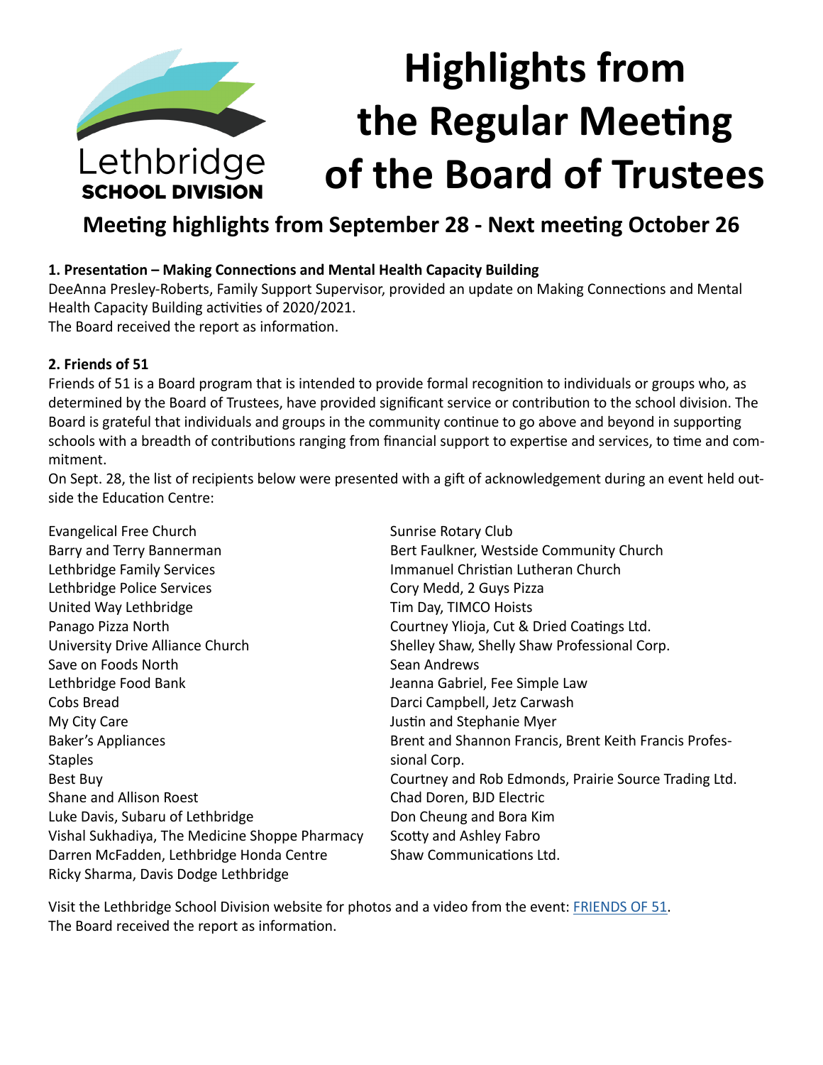Lethbridge SCHOOL DIVISION

# Highlights from the Regular Meeting of the Board of Trustees

## Meeting highlights from September 28 - Next meeting October 26

**1. Presentation – Making Connections and Mental Health Capacity Building**

DeeAnna Presley-Roberts, Family Support Supervisor, provided an update on Making Connections and Mental Health Capacity Building activities of 2020/2021.
The Board received the report as information.

**2. Friends of 51**

Friends of 51 is a Board program that is intended to provide formal recognition to individuals or groups who, as determined by the Board of Trustees, have provided significant service or contribution to the school division. The Board is grateful that individuals and groups in the community continue to go above and beyond in supporting schools with a breadth of contributions ranging from financial support to expertise and services, to time and commitment.
On Sept. 28, the list of recipients below were presented with a gift of acknowledgement during an event held outside the Education Centre:

Evangelical Free Church
Barry and Terry Bannerman
Lethbridge Family Services
Lethbridge Police Services
United Way Lethbridge
Panago Pizza North
University Drive Alliance Church
Save on Foods North
Lethbridge Food Bank
Cobs Bread
My City Care
Baker's Appliances
Staples
Best Buy
Shane and Allison Roest
Luke Davis, Subaru of Lethbridge
Vishal Sukhadiya, The Medicine Shoppe Pharmacy
Darren McFadden, Lethbridge Honda Centre
Ricky Sharma, Davis Dodge Lethbridge
Sunrise Rotary Club
Bert Faulkner, Westside Community Church
Immanuel Christian Lutheran Church
Cory Medd, 2 Guys Pizza
Tim Day, TIMCO Hoists
Courtney Ylioja, Cut & Dried Coatings Ltd.
Shelley Shaw, Shelly Shaw Professional Corp.
Sean Andrews
Jeanna Gabriel, Fee Simple Law
Darci Campbell, Jetz Carwash
Justin and Stephanie Myer
Brent and Shannon Francis, Brent Keith Francis Professional Corp.
Courtney and Rob Edmonds, Prairie Source Trading Ltd.
Chad Doren, BJD Electric
Don Cheung and Bora Kim
Scotty and Ashley Fabro
Shaw Communications Ltd.

Visit the Lethbridge School Division website for photos and a video from the event: FRIENDS OF 51.
The Board received the report as information.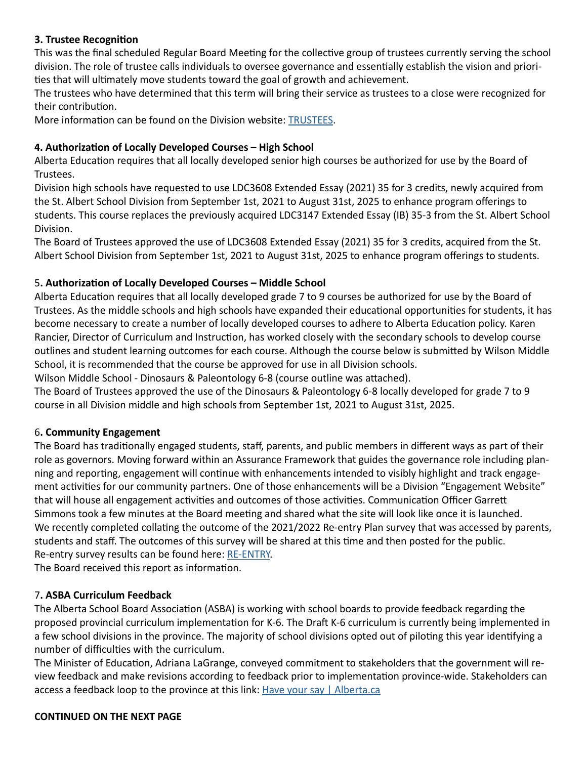**3. Trustee Recognition**

This was the final scheduled Regular Board Meeting for the collective group of trustees currently serving the school division. The role of trustee calls individuals to oversee governance and essentially establish the vision and priorities that will ultimately move students toward the goal of growth and achievement.

The trustees who have determined that this term will bring their service as trustees to a close were recognized for their contribution.

More information can be found on the Division website: [TRUSTEES](TRUSTEES).

**4. Authorization of Locally Developed Courses – High School**

Alberta Education requires that all locally developed senior high courses be authorized for use by the Board of Trustees.

Division high schools have requested to use LDC3608 Extended Essay (2021) 35 for 3 credits, newly acquired from the St. Albert School Division from September 1st, 2021 to August 31st, 2025 to enhance program offerings to students. This course replaces the previously acquired LDC3147 Extended Essay (IB) 35-3 from the St. Albert School Division.

The Board of Trustees approved the use of LDC3608 Extended Essay (2021) 35 for 3 credits, acquired from the St. Albert School Division from September 1st, 2021 to August 31st, 2025 to enhance program offerings to students.

5**. Authorization of Locally Developed Courses – Middle School**

Alberta Education requires that all locally developed grade 7 to 9 courses be authorized for use by the Board of Trustees. As the middle schools and high schools have expanded their educational opportunities for students, it has become necessary to create a number of locally developed courses to adhere to Alberta Education policy. Karen Rancier, Director of Curriculum and Instruction, has worked closely with the secondary schools to develop course outlines and student learning outcomes for each course. Although the course below is submitted by Wilson Middle School, it is recommended that the course be approved for use in all Division schools.

Wilson Middle School - Dinosaurs & Paleontology 6-8 (course outline was attached).

The Board of Trustees approved the use of the Dinosaurs & Paleontology 6-8 locally developed for grade 7 to 9 course in all Division middle and high schools from September 1st, 2021 to August 31st, 2025.

6**. Community Engagement**

The Board has traditionally engaged students, staff, parents, and public members in different ways as part of their role as governors. Moving forward within an Assurance Framework that guides the governance role including planning and reporting, engagement will continue with enhancements intended to visibly highlight and track engagement activities for our community partners. One of those enhancements will be a Division "Engagement Website" that will house all engagement activities and outcomes of those activities. Communication Officer Garrett Simmons took a few minutes at the Board meeting and shared what the site will look like once it is launched.

We recently completed collating the outcome of the 2021/2022 Re-entry Plan survey that was accessed by parents, students and staff. The outcomes of this survey will be shared at this time and then posted for the public.

Re-entry survey results can be found here: [RE-ENTRY](RE-ENTRY).

The Board received this report as information.

7**. ASBA Curriculum Feedback**

The Alberta School Board Association (ASBA) is working with school boards to provide feedback regarding the proposed provincial curriculum implementation for K-6. The Draft K-6 curriculum is currently being implemented in a few school divisions in the province. The majority of school divisions opted out of piloting this year identifying a number of difficulties with the curriculum.

The Minister of Education, Adriana LaGrange, conveyed commitment to stakeholders that the government will review feedback and make revisions according to feedback prior to implementation province-wide. Stakeholders can access a feedback loop to the province at this link: [Have your say | Alberta.ca](Have your say | Alberta.ca)

**CONTINUED ON THE NEXT PAGE**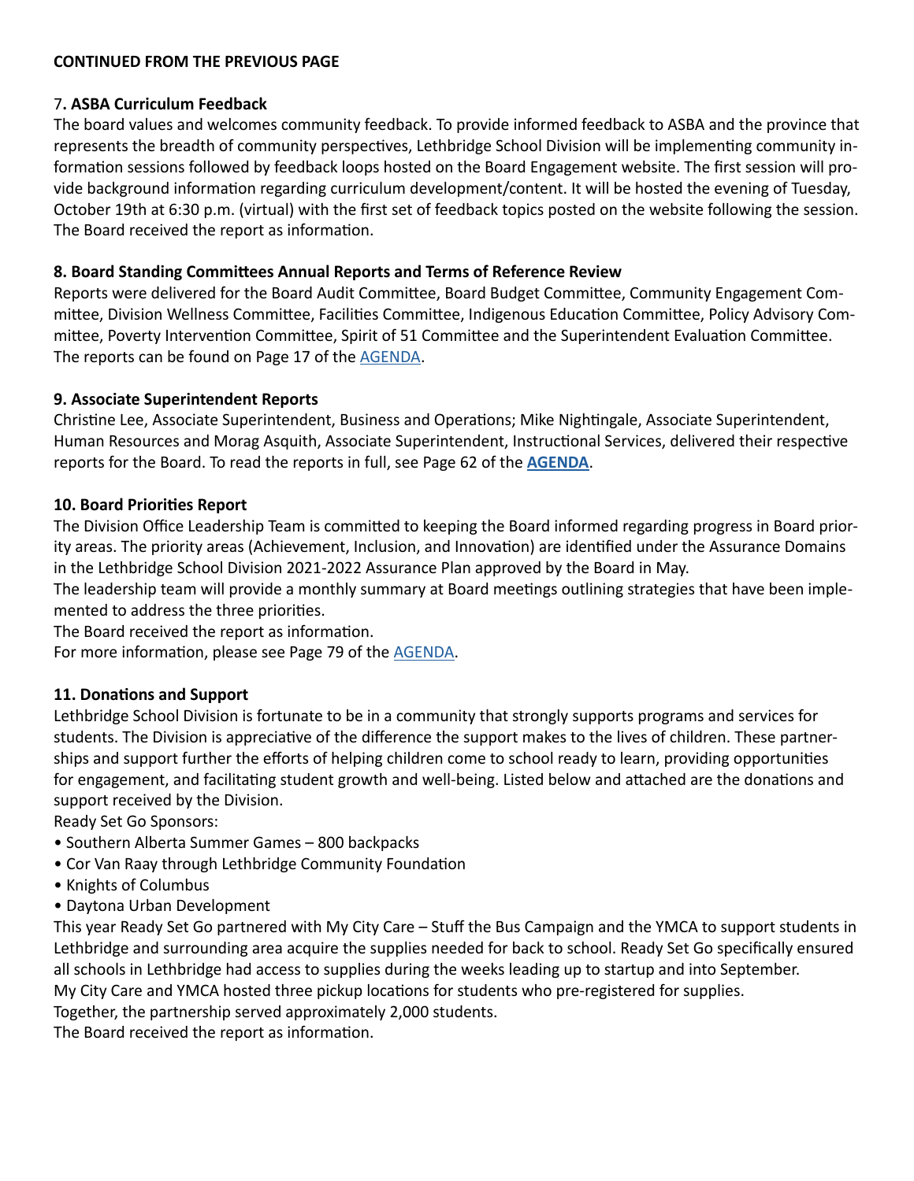**CONTINUED FROM THE PREVIOUS PAGE**

### 7. ASBA Curriculum Feedback

The board values and welcomes community feedback. To provide informed feedback to ASBA and the province that represents the breadth of community perspectives, Lethbridge School Division will be implementing community information sessions followed by feedback loops hosted on the Board Engagement website. The first session will provide background information regarding curriculum development/content. It will be hosted the evening of Tuesday, October 19th at 6:30 p.m. (virtual) with the first set of feedback topics posted on the website following the session. The Board received the report as information.

### 8. Board Standing Committees Annual Reports and Terms of Reference Review

Reports were delivered for the Board Audit Committee, Board Budget Committee, Community Engagement Committee, Division Wellness Committee, Facilities Committee, Indigenous Education Committee, Policy Advisory Committee, Poverty Intervention Committee, Spirit of 51 Committee and the Superintendent Evaluation Committee. The reports can be found on Page 17 of the AGENDA.

### 9. Associate Superintendent Reports

Christine Lee, Associate Superintendent, Business and Operations; Mike Nightingale, Associate Superintendent, Human Resources and Morag Asquith, Associate Superintendent, Instructional Services, delivered their respective reports for the Board. To read the reports in full, see Page 62 of the **AGENDA**.

### 10. Board Priorities Report

The Division Office Leadership Team is committed to keeping the Board informed regarding progress in Board priority areas. The priority areas (Achievement, Inclusion, and Innovation) are identified under the Assurance Domains in the Lethbridge School Division 2021-2022 Assurance Plan approved by the Board in May.

The leadership team will provide a monthly summary at Board meetings outlining strategies that have been implemented to address the three priorities.

The Board received the report as information.

For more information, please see Page 79 of the AGENDA.

### 11. Donations and Support

Lethbridge School Division is fortunate to be in a community that strongly supports programs and services for students. The Division is appreciative of the difference the support makes to the lives of children. These partnerships and support further the efforts of helping children come to school ready to learn, providing opportunities for engagement, and facilitating student growth and well-being. Listed below and attached are the donations and support received by the Division.

Ready Set Go Sponsors:

- Southern Alberta Summer Games – 800 backpacks
- Cor Van Raay through Lethbridge Community Foundation
- Knights of Columbus
- Daytona Urban Development

This year Ready Set Go partnered with My City Care – Stuff the Bus Campaign and the YMCA to support students in Lethbridge and surrounding area acquire the supplies needed for back to school. Ready Set Go specifically ensured all schools in Lethbridge had access to supplies during the weeks leading up to startup and into September.

My City Care and YMCA hosted three pickup locations for students who pre-registered for supplies.

Together, the partnership served approximately 2,000 students.

The Board received the report as information.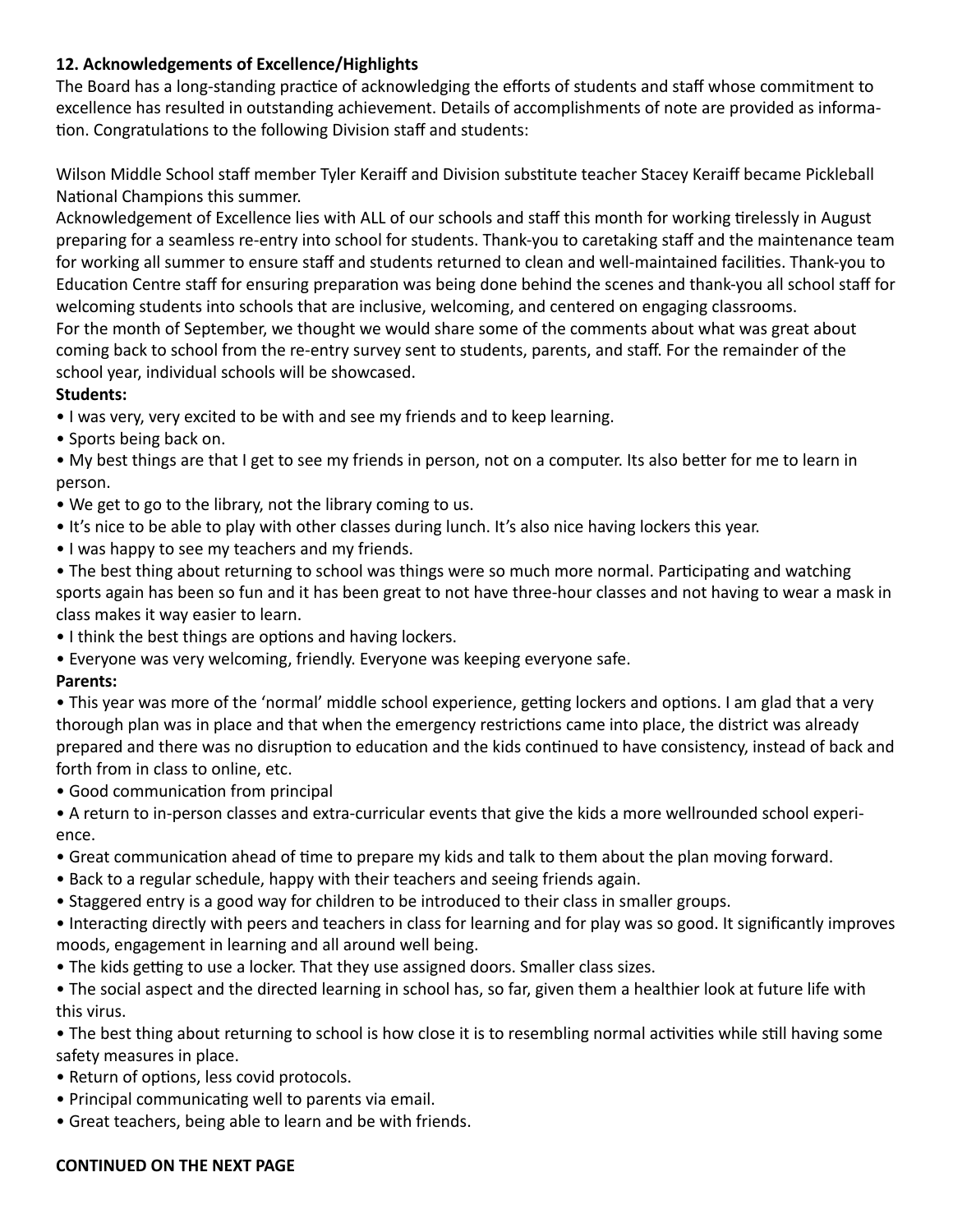### 12. Acknowledgements of Excellence/Highlights

The Board has a long-standing practice of acknowledging the efforts of students and staff whose commitment to excellence has resulted in outstanding achievement. Details of accomplishments of note are provided as information. Congratulations to the following Division staff and students:

Wilson Middle School staff member Tyler Keraiff and Division substitute teacher Stacey Keraiff became Pickleball National Champions this summer.

Acknowledgement of Excellence lies with ALL of our schools and staff this month for working tirelessly in August preparing for a seamless re-entry into school for students. Thank-you to caretaking staff and the maintenance team for working all summer to ensure staff and students returned to clean and well-maintained facilities. Thank-you to Education Centre staff for ensuring preparation was being done behind the scenes and thank-you all school staff for welcoming students into schools that are inclusive, welcoming, and centered on engaging classrooms.

For the month of September, we thought we would share some of the comments about what was great about coming back to school from the re-entry survey sent to students, parents, and staff. For the remainder of the school year, individual schools will be showcased.

**Students:**

- I was very, very excited to be with and see my friends and to keep learning.
- Sports being back on.
- My best things are that I get to see my friends in person, not on a computer. Its also better for me to learn in person.
- We get to go to the library, not the library coming to us.
- It's nice to be able to play with other classes during lunch. It's also nice having lockers this year.
- I was happy to see my teachers and my friends.
- The best thing about returning to school was things were so much more normal. Participating and watching sports again has been so fun and it has been great to not have three-hour classes and not having to wear a mask in class makes it way easier to learn.
- I think the best things are options and having lockers.
- Everyone was very welcoming, friendly. Everyone was keeping everyone safe.

**Parents:**

- This year was more of the 'normal' middle school experience, getting lockers and options. I am glad that a very thorough plan was in place and that when the emergency restrictions came into place, the district was already prepared and there was no disruption to education and the kids continued to have consistency, instead of back and forth from in class to online, etc.
- Good communication from principal
- A return to in-person classes and extra-curricular events that give the kids a more wellrounded school experience.
- Great communication ahead of time to prepare my kids and talk to them about the plan moving forward.
- Back to a regular schedule, happy with their teachers and seeing friends again.
- Staggered entry is a good way for children to be introduced to their class in smaller groups.
- Interacting directly with peers and teachers in class for learning and for play was so good. It significantly improves moods, engagement in learning and all around well being.
- The kids getting to use a locker. That they use assigned doors. Smaller class sizes.
- The social aspect and the directed learning in school has, so far, given them a healthier look at future life with this virus.
- The best thing about returning to school is how close it is to resembling normal activities while still having some safety measures in place.
- Return of options, less covid protocols.
- Principal communicating well to parents via email.
- Great teachers, being able to learn and be with friends.

**CONTINUED ON THE NEXT PAGE**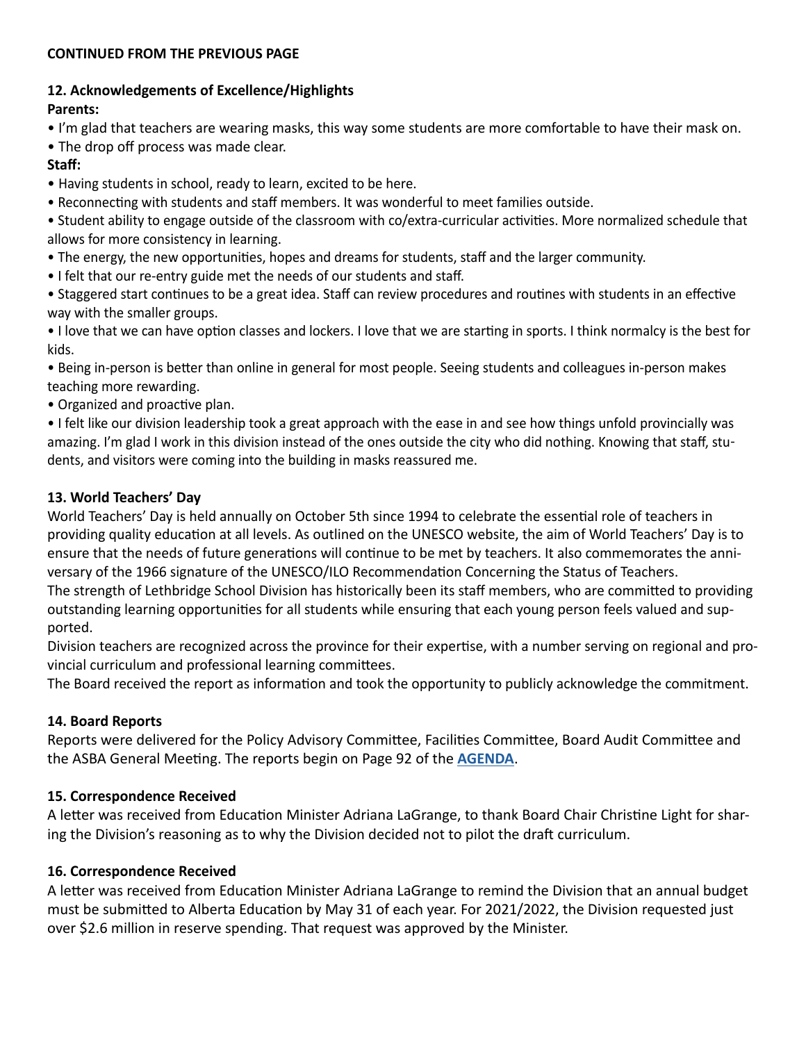**CONTINUED FROM THE PREVIOUS PAGE**

**12. Acknowledgements of Excellence/Highlights**

**Parents:**

- I'm glad that teachers are wearing masks, this way some students are more comfortable to have their mask on.
- The drop off process was made clear.

**Staff:**

- Having students in school, ready to learn, excited to be here.
- Reconnecting with students and staff members. It was wonderful to meet families outside.
- Student ability to engage outside of the classroom with co/extra-curricular activities. More normalized schedule that allows for more consistency in learning.
- The energy, the new opportunities, hopes and dreams for students, staff and the larger community.
- I felt that our re-entry guide met the needs of our students and staff.
- Staggered start continues to be a great idea. Staff can review procedures and routines with students in an effective way with the smaller groups.
- I love that we can have option classes and lockers. I love that we are starting in sports. I think normalcy is the best for kids.
- Being in-person is better than online in general for most people. Seeing students and colleagues in-person makes teaching more rewarding.
- Organized and proactive plan.
- I felt like our division leadership took a great approach with the ease in and see how things unfold provincially was amazing. I'm glad I work in this division instead of the ones outside the city who did nothing. Knowing that staff, students, and visitors were coming into the building in masks reassured me.

**13. World Teachers' Day**

World Teachers' Day is held annually on October 5th since 1994 to celebrate the essential role of teachers in providing quality education at all levels. As outlined on the UNESCO website, the aim of World Teachers' Day is to ensure that the needs of future generations will continue to be met by teachers. It also commemorates the anniversary of the 1966 signature of the UNESCO/ILO Recommendation Concerning the Status of Teachers.

The strength of Lethbridge School Division has historically been its staff members, who are committed to providing outstanding learning opportunities for all students while ensuring that each young person feels valued and supported.

Division teachers are recognized across the province for their expertise, with a number serving on regional and provincial curriculum and professional learning committees.

The Board received the report as information and took the opportunity to publicly acknowledge the commitment.

**14. Board Reports**

Reports were delivered for the Policy Advisory Committee, Facilities Committee, Board Audit Committee and the ASBA General Meeting. The reports begin on Page 92 of the **AGENDA**.

**15. Correspondence Received**

A letter was received from Education Minister Adriana LaGrange, to thank Board Chair Christine Light for sharing the Division's reasoning as to why the Division decided not to pilot the draft curriculum.

**16. Correspondence Received**

A letter was received from Education Minister Adriana LaGrange to remind the Division that an annual budget must be submitted to Alberta Education by May 31 of each year. For 2021/2022, the Division requested just over $2.6 million in reserve spending. That request was approved by the Minister.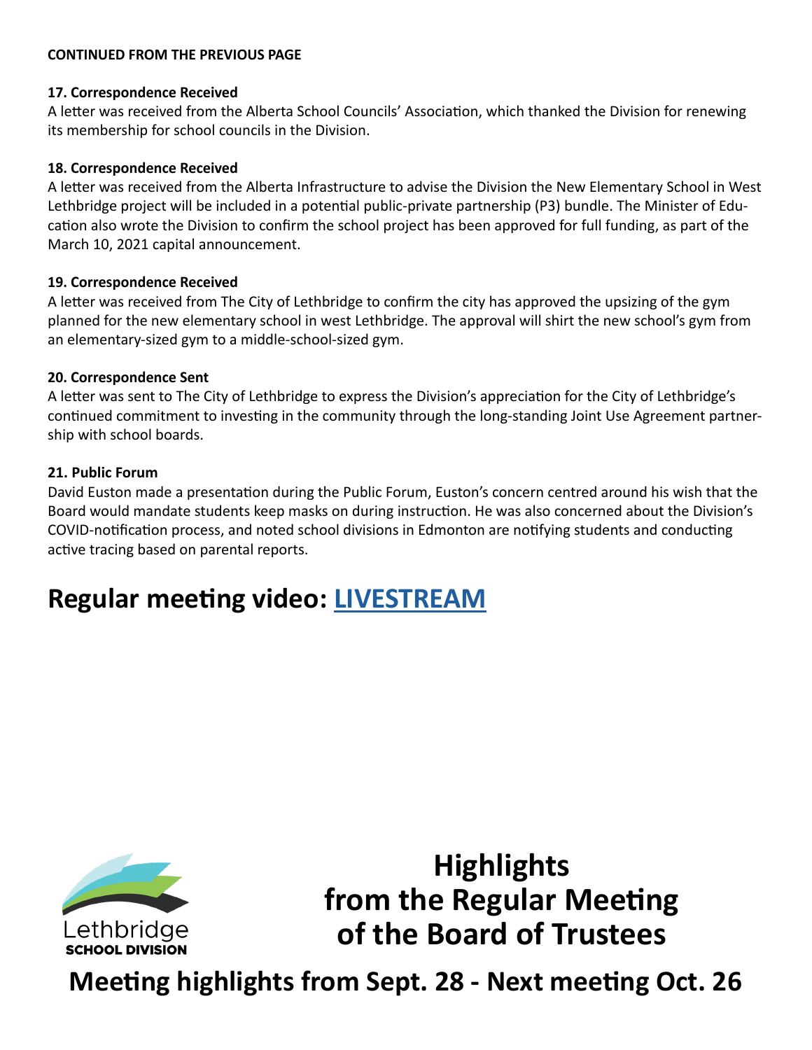**CONTINUED FROM THE PREVIOUS PAGE**

**17. Correspondence Received**

A letter was received from the Alberta School Councils' Association, which thanked the Division for renewing its membership for school councils in the Division.

**18. Correspondence Received**

A letter was received from the Alberta Infrastructure to advise the Division the New Elementary School in West Lethbridge project will be included in a potential public-private partnership (P3) bundle. The Minister of Education also wrote the Division to confirm the school project has been approved for full funding, as part of the March 10, 2021 capital announcement.

**19. Correspondence Received**

A letter was received from The City of Lethbridge to confirm the city has approved the upsizing of the gym planned for the new elementary school in west Lethbridge. The approval will shirt the new school's gym from an elementary-sized gym to a middle-school-sized gym.

**20. Correspondence Sent**

A letter was sent to The City of Lethbridge to express the Division's appreciation for the City of Lethbridge's continued commitment to investing in the community through the long-standing Joint Use Agreement partnership with school boards.

**21. Public Forum**

David Euston made a presentation during the Public Forum, Euston's concern centred around his wish that the Board would mandate students keep masks on during instruction. He was also concerned about the Division's COVID-notification process, and noted school divisions in Edmonton are notifying students and conducting active tracing based on parental reports.

## Regular meeting video: LIVESTREAM

Lethbridge
SCHOOL DIVISION

# Highlights from the Regular Meeting of the Board of Trustees

## Meeting highlights from Sept. 28 - Next meeting Oct. 26